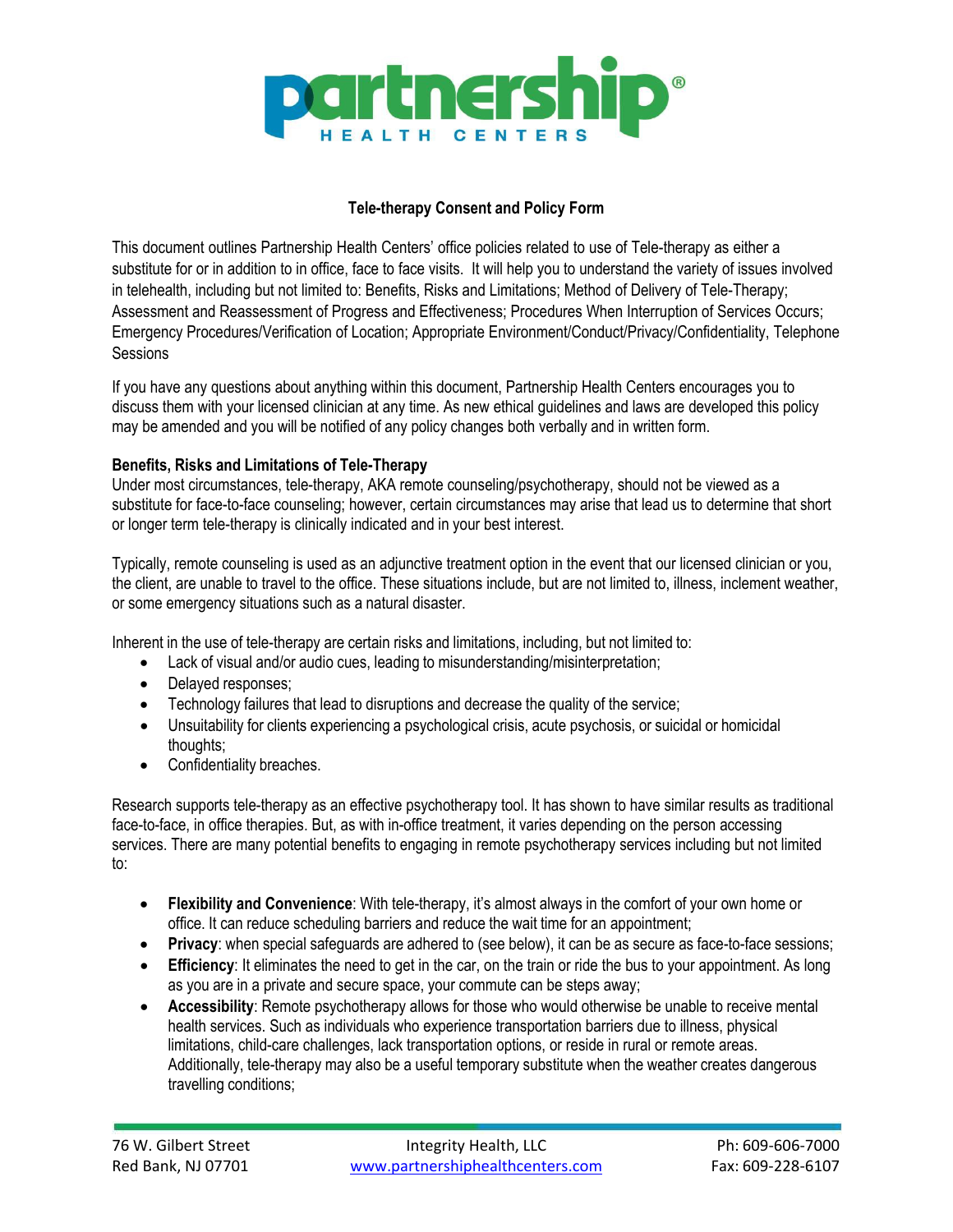# Tele-therapy Consent and Policy Form

This document outlines Partnership Health Centers' office policies related to use of Tele-therapy as either a substitute for or in addition to in office, face to face visits. It will help you to understand the variety of issues involved in telehealth, including but not limited to: Benefits, Risks and Limitations; Method of Delivery of Tele-Therapy; Assessment and Reassessment of Progress and Effectiveness; Procedures When Interruption of Services Occurs; Emergency Procedures/Verification of Location; Appropriate Environment/Conduct/Privacy/Confidentiality, Telephone Sessions

If you have any questions about anything within this document, Partnership Health Centers encourages you to discuss them with your licensed clinician at any time. As new ethical guidelines and laws are developed this policy may be amended and you will be notified of any policy changes both verbally and in written form.

## Benefits, Risks and Limitations of Tele-Therapy

Under most circumstances, tele-therapy, AKA remote counseling/psychotherapy, should not be viewed as a substitute for face-to-face counseling; however, certain circumstances may arise that lead us to determine that short or longer term tele-therapy is clinically indicated and in your best interest.

Typically, remote counseling is used as an adjunctive treatment option in the event that our licensed clinician or you, the client, are unable to travel to the office. These situations include, but are not limited to, illness, inclement weather, or some emergency situations such as a natural disaster.

Inherent in the use of tele-therapy are certain risks and limitations, including, but not limited to:

- Lack of visual and/or audio cues, leading to misunderstanding/misinterpretation;
- Delayed responses;
- Technology failures that lead to disruptions and decrease the quality of the service;
- Unsuitability for clients experiencing a psychological crisis, acute psychosis, or suicidal or homicidal thoughts;
- Confidentiality breaches.

Research supports tele-therapy as an effective psychotherapy tool. It has shown to have similar results as traditional face-to-face, in office therapies. But, as with in-office treatment, it varies depending on the person accessing services. There are many potential benefits to engaging in remote psychotherapy services including but not limited to:

- **Flexibility and Convenience**: With tele-therapy, it's almost always in the comfort of your own home or office. It can reduce scheduling barriers and reduce the wait time for an appointment;
- **Privacy**: when special safeguards are adhered to (see below), it can be as secure as face-to-face sessions;
- **Efficiency**: It eliminates the need to get in the car, on the train or ride the bus to your appointment. As long as you are in a private and secure space, your commute can be steps away;
- **Accessibility**: Remote psychotherapy allows for those who would otherwise be unable to receive mental health services. Such as individuals who experience transportation barriers due to illness, physical limitations, child-care challenges, lack transportation options, or reside in rural or remote areas. Additionally, tele-therapy may also be a useful temporary substitute when the weather creates dangerous travelling conditions;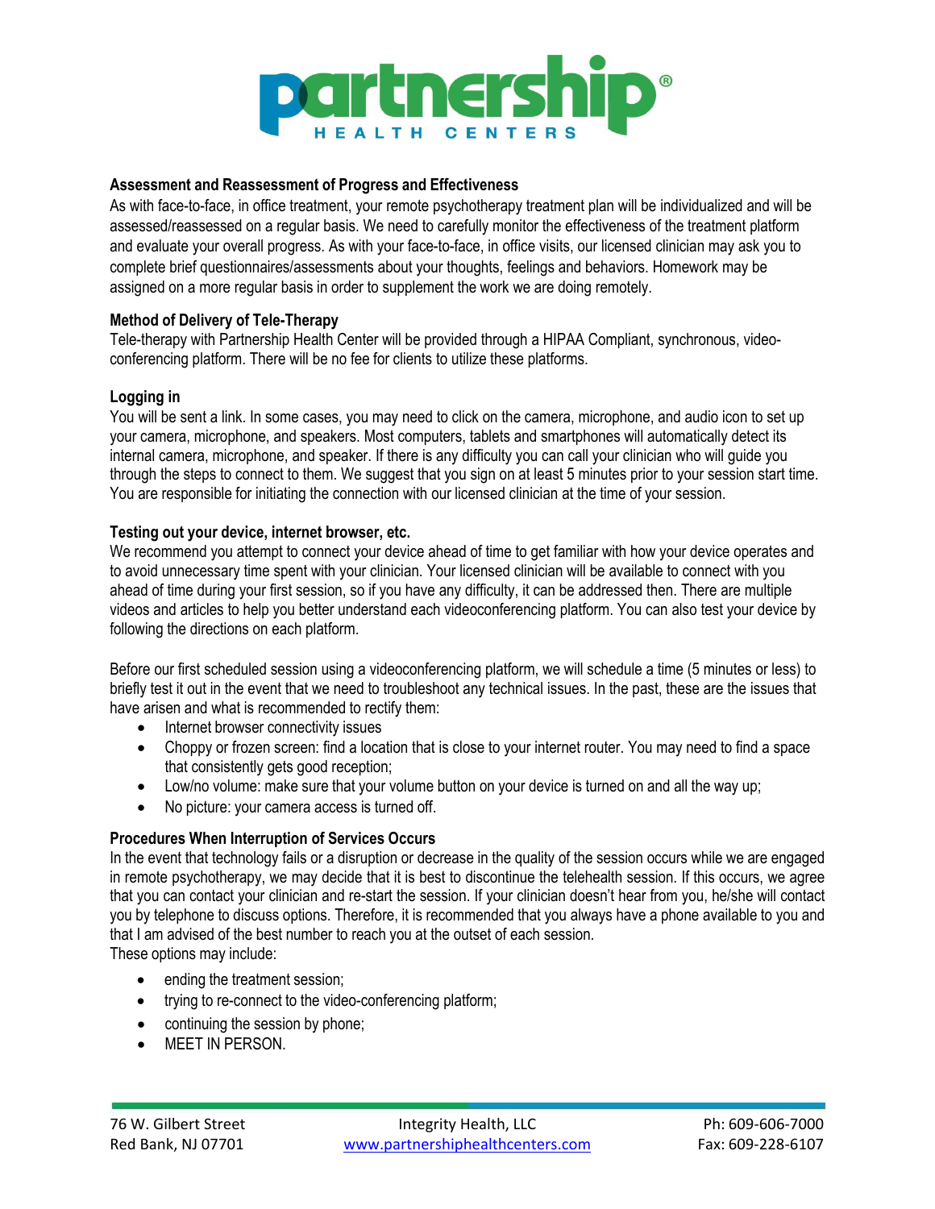**Assessment and Reassessment of Progress and Effectiveness**

As with face-to-face, in office treatment, your remote psychotherapy treatment plan will be individualized and will be assessed/reassessed on a regular basis. We need to carefully monitor the effectiveness of the treatment platform and evaluate your overall progress. As with your face-to-face, in office visits, our licensed clinician may ask you to complete brief questionnaires/assessments about your thoughts, feelings and behaviors. Homework may be assigned on a more regular basis in order to supplement the work we are doing remotely.

**Method of Delivery of Tele-Therapy**

Tele-therapy with Partnership Health Center will be provided through a HIPAA Compliant, synchronous, video-conferencing platform. There will be no fee for clients to utilize these platforms.

**Logging in**

You will be sent a link. In some cases, you may need to click on the camera, microphone, and audio icon to set up your camera, microphone, and speakers. Most computers, tablets and smartphones will automatically detect its internal camera, microphone, and speaker. If there is any difficulty you can call your clinician who will guide you through the steps to connect to them. We suggest that you sign on at least 5 minutes prior to your session start time. You are responsible for initiating the connection with our licensed clinician at the time of your session.

**Testing out your device, internet browser, etc.**

We recommend you attempt to connect your device ahead of time to get familiar with how your device operates and to avoid unnecessary time spent with your clinician. Your licensed clinician will be available to connect with you ahead of time during your first session, so if you have any difficulty, it can be addressed then. There are multiple videos and articles to help you better understand each videoconferencing platform. You can also test your device by following the directions on each platform.

Before our first scheduled session using a videoconferencing platform, we will schedule a time (5 minutes or less) to briefly test it out in the event that we need to troubleshoot any technical issues. In the past, these are the issues that have arisen and what is recommended to rectify them:

- Internet browser connectivity issues
- Choppy or frozen screen: find a location that is close to your internet router. You may need to find a space that consistently gets good reception;
- Low/no volume: make sure that your volume button on your device is turned on and all the way up;
- No picture: your camera access is turned off.

**Procedures When Interruption of Services Occurs**

In the event that technology fails or a disruption or decrease in the quality of the session occurs while we are engaged in remote psychotherapy, we may decide that it is best to discontinue the telehealth session. If this occurs, we agree that you can contact your clinician and re-start the session. If your clinician doesn't hear from you, he/she will contact you by telephone to discuss options. Therefore, it is recommended that you always have a phone available to you and that I am advised of the best number to reach you at the outset of each session.
These options may include:

- ending the treatment session;
- trying to re-connect to the video-conferencing platform;
- continuing the session by phone;
- MEET IN PERSON.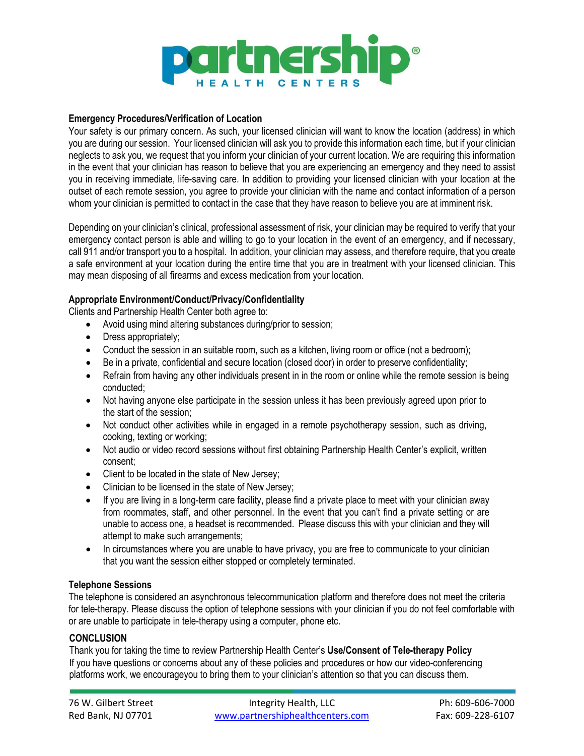**Emergency Procedures/Verification of Location**

Your safety is our primary concern. As such, your licensed clinician will want to know the location (address) in which you are during our session. Your licensed clinician will ask you to provide this information each time, but if your clinician neglects to ask you, we request that you inform your clinician of your current location. We are requiring this information in the event that your clinician has reason to believe that you are experiencing an emergency and they need to assist you in receiving immediate, life-saving care. In addition to providing your licensed clinician with your location at the outset of each remote session, you agree to provide your clinician with the name and contact information of a person whom your clinician is permitted to contact in the case that they have reason to believe you are at imminent risk.

Depending on your clinician's clinical, professional assessment of risk, your clinician may be required to verify that your emergency contact person is able and willing to go to your location in the event of an emergency, and if necessary, call 911 and/or transport you to a hospital. In addition, your clinician may assess, and therefore require, that you create a safe environment at your location during the entire time that you are in treatment with your licensed clinician. This may mean disposing of all firearms and excess medication from your location.

**Appropriate Environment/Conduct/Privacy/Confidentiality**

Clients and Partnership Health Center both agree to:

- Avoid using mind altering substances during/prior to session;
- Dress appropriately;
- Conduct the session in an suitable room, such as a kitchen, living room or office (not a bedroom);
- Be in a private, confidential and secure location (closed door) in order to preserve confidentiality;
- Refrain from having any other individuals present in in the room or online while the remote session is being conducted;
- Not having anyone else participate in the session unless it has been previously agreed upon prior to the start of the session;
- Not conduct other activities while in engaged in a remote psychotherapy session, such as driving, cooking, texting or working;
- Not audio or video record sessions without first obtaining Partnership Health Center's explicit, written consent;
- Client to be located in the state of New Jersey;
- Clinician to be licensed in the state of New Jersey;
- If you are living in a long-term care facility, please find a private place to meet with your clinician away from roommates, staff, and other personnel. In the event that you can't find a private setting or are unable to access one, a headset is recommended. Please discuss this with your clinician and they will attempt to make such arrangements;
- In circumstances where you are unable to have privacy, you are free to communicate to your clinician that you want the session either stopped or completely terminated.

**Telephone Sessions**

The telephone is considered an asynchronous telecommunication platform and therefore does not meet the criteria for tele-therapy. Please discuss the option of telephone sessions with your clinician if you do not feel comfortable with or are unable to participate in tele-therapy using a computer, phone etc.

**CONCLUSION**

Thank you for taking the time to review Partnership Health Center's **Use/Consent of Tele-therapy Policy**
If you have questions or concerns about any of these policies and procedures or how our video-conferencing platforms work, we encourageyou to bring them to your clinician's attention so that you can discuss them.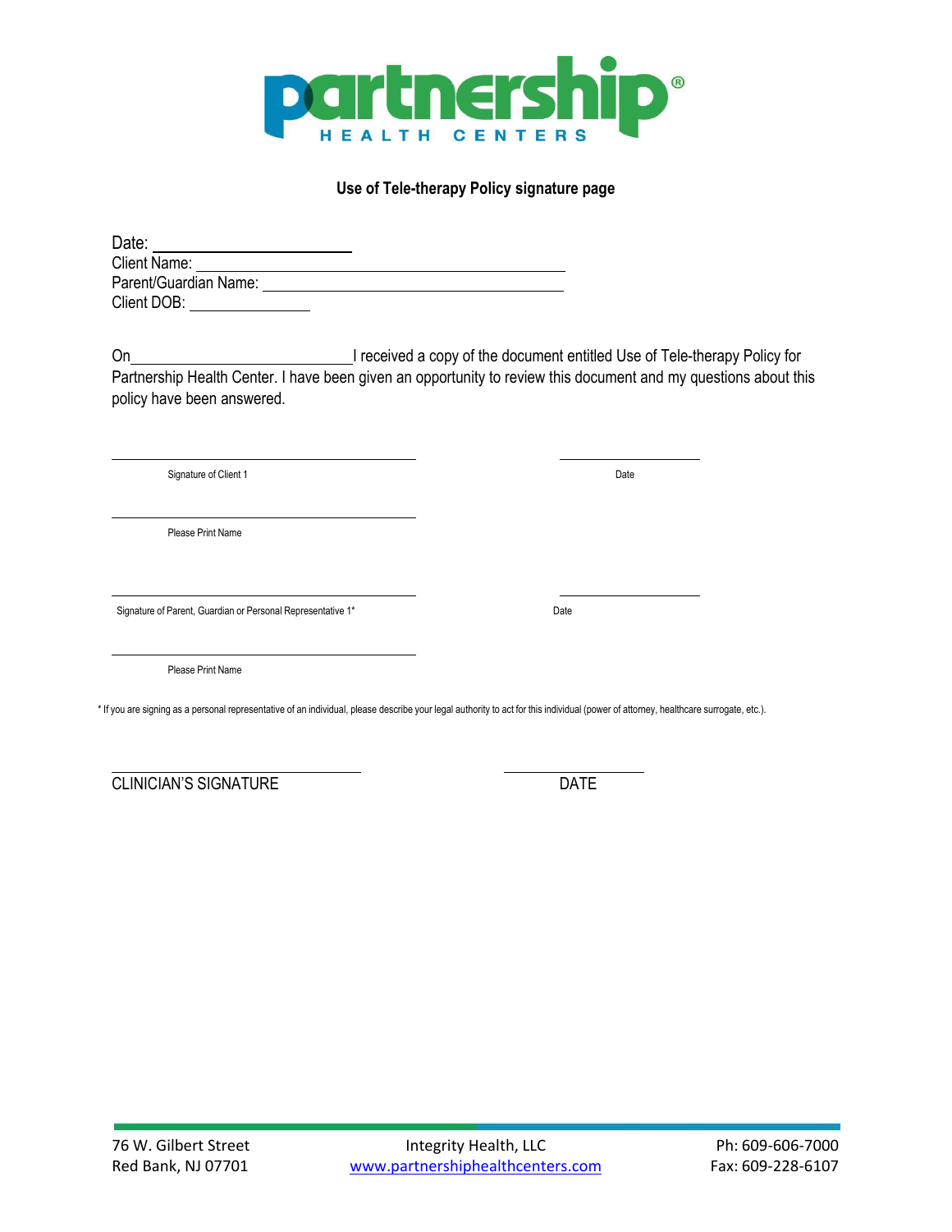**partnership** HEALTH CENTERS

**Use of Tele-therapy Policy signature page**

Date: ____________________
Client Name: ________________________________________
Parent/Guardian Name: ________________________________
Client DOB: ______________

On ________________________ I received a copy of the document entitled Use of Tele-therapy Policy for Partnership Health Center. I have been given an opportunity to review this document and my questions about this policy have been answered.

______________________________ ______________
Signature of Client 1 Date

______________________________
Please Print Name

______________________________ ______________
Signature of Parent, Guardian or Personal Representative 1* Date

______________________________
Please Print Name

* If you are signing as a personal representative of an individual, please describe your legal authority to act for this individual (power of attorney, healthcare surrogate, etc.).

______________________________ ______________
CLINICIAN'S SIGNATURE DATE

76 W. Gilbert Street
Red Bank, NJ 07701

Integrity Health, LLC
www.partnershiphealthcenters.com

Ph: 609-606-7000
Fax: 609-228-6107